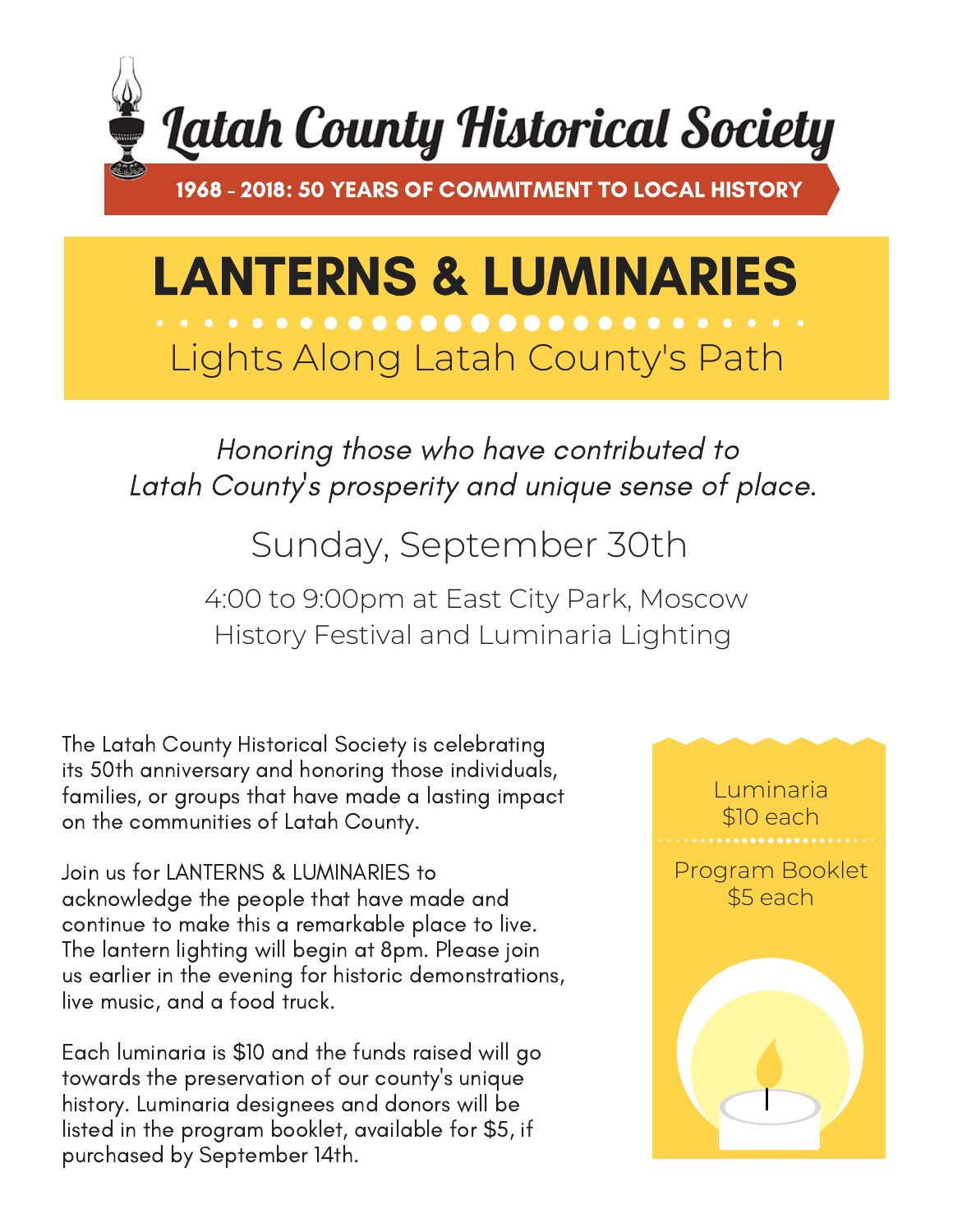# Latah County Historical Society

**1968 - 2018: 50 YEARS OF COMMITMENT TO LOCAL HISTORY**

# LANTERNS & LUMINARIES

## Lights Along Latah County's Path

*Honoring those who have contributed to Latah County's prosperity and unique sense of place.*

Sunday, September 30th

4:00 to 9:00pm at East City Park, Moscow
History Festival and Luminaria Lighting

The Latah County Historical Society is celebrating its 50th anniversary and honoring those individuals, families, or groups that have made a lasting impact on the communities of Latah County.

Join us for LANTERNS & LUMINARIES to acknowledge the people that have made and continue to make this a remarkable place to live. The lantern lighting will begin at 8pm. Please join us earlier in the evening for historic demonstrations, live music, and a food truck.

Each luminaria is $10 and the funds raised will go towards the preservation of our county's unique history. Luminaria designees and donors will be listed in the program booklet, available for $5, if purchased by September 14th.

Luminaria
$10 each

Program Booklet
$5 each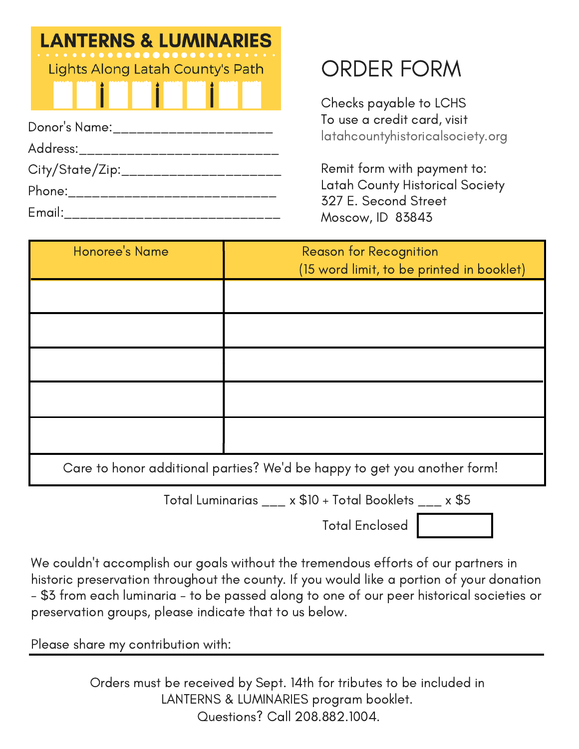# LANTERNS & LUMINARIES

Lights Along Latah County's Path

Donor's Name:____________________

Address:__________________________

City/State/Zip:____________________

Phone:___________________________

Email:____________________________

# ORDER FORM

Checks payable to LCHS
To use a credit card, visit
latahcountyhistoricalsociety.org

Remit form with payment to:
Latah County Historical Society
327 E. Second Street
Moscow, ID 83843

| Honoree's Name | Reason for Recognition (15 word limit, to be printed in booklet) |
| --- | --- |
| | |
| | |
| | |
| | |
| | |
| Care to honor additional parties? We'd be happy to get you another form! | |

Total Luminarias ___ x $10 + Total Booklets ___ x $5

Total Enclosed

We couldn't accomplish our goals without the tremendous efforts of our partners in historic preservation throughout the county. If you would like a portion of your donation - $3 from each luminaria - to be passed along to one of our peer historical societies or preservation groups, please indicate that to us below.

Please share my contribution with:

Orders must be received by Sept. 14th for tributes to be included in LANTERNS & LUMINARIES program booklet.
Questions? Call 208.882.1004.